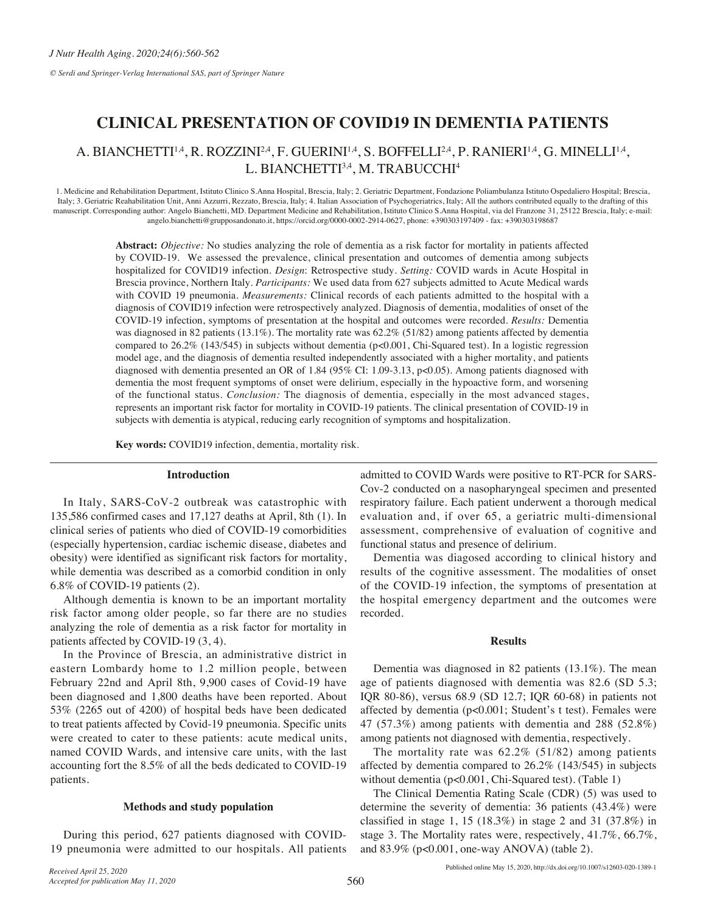# CLINICAL PRESENTATION OF COVID19 IN DEMENTIA PATIENTS

A. BIANCHETTI[1,4], R. ROZZINI[2,4], F. GUERINI[1,4], S. BOFFELLI[2,4], P. RANIERI[1,4], G. MINELLI[1,4], L. BIANCHETTI[3,4], M. TRABUCCHI[4]

1. Medicine and Rehabilitation Department, Istituto Clinico S.Anna Hospital, Brescia, Italy; 2. Geriatric Department, Fondazione Poliambulanza Istituto Ospedaliero Hospital; Brescia, Italy; 3. Geriatric Reahabilitation Unit, Anni Azzurri, Rezzato, Brescia, Italy; 4. Italian Association of Psychogeriatrics, Italy; All the authors contributed equally to the drafting of this manuscript. Corresponding author: Angelo Bianchetti, MD. Department Medicine and Rehabilitation, Istituto Clinico S.Anna Hospital, via del Franzone 31, 25122 Brescia, Italy; e-mail: angelo.bianchetti@grupposandonato.it, https://orcid.org/0000-0002-2914-0627, phone: +390303197409 - fax: +390303198687

**Abstract:** *Objective:* No studies analyzing the role of dementia as a risk factor for mortality in patients affected by COVID-19. We assessed the prevalence, clinical presentation and outcomes of dementia among subjects hospitalized for COVID19 infection. *Design*: Retrospective study. *Setting:* COVID wards in Acute Hospital in Brescia province, Northern Italy. *Participants:* We used data from 627 subjects admitted to Acute Medical wards with COVID 19 pneumonia. *Measurements:* Clinical records of each patients admitted to the hospital with a diagnosis of COVID19 infection were retrospectively analyzed. Diagnosis of dementia, modalities of onset of the COVID-19 infection, symptoms of presentation at the hospital and outcomes were recorded. *Results:* Dementia was diagnosed in 82 patients (13.1%). The mortality rate was 62.2% (51/82) among patients affected by dementia compared to 26.2% (143/545) in subjects without dementia (p<0.001, Chi-Squared test). In a logistic regression model age, and the diagnosis of dementia resulted independently associated with a higher mortality, and patients diagnosed with dementia presented an OR of 1.84 (95% CI: 1.09-3.13, p<0.05). Among patients diagnosed with dementia the most frequent symptoms of onset were delirium, especially in the hypoactive form, and worsening of the functional status. *Conclusion:* The diagnosis of dementia, especially in the most advanced stages, represents an important risk factor for mortality in COVID-19 patients. The clinical presentation of COVID-19 in subjects with dementia is atypical, reducing early recognition of symptoms and hospitalization.

**Key words:** COVID19 infection, dementia, mortality risk.

## Introduction

In Italy, SARS-CoV-2 outbreak was catastrophic with 135,586 confirmed cases and 17,127 deaths at April, 8th (1). In clinical series of patients who died of COVID-19 comorbidities (especially hypertension, cardiac ischemic disease, diabetes and obesity) were identified as significant risk factors for mortality, while dementia was described as a comorbid condition in only 6.8% of COVID-19 patients (2).

Although dementia is known to be an important mortality risk factor among older people, so far there are no studies analyzing the role of dementia as a risk factor for mortality in patients affected by COVID-19 (3, 4).

In the Province of Brescia, an administrative district in eastern Lombardy home to 1.2 million people, between February 22nd and April 8th, 9,900 cases of Covid-19 have been diagnosed and 1,800 deaths have been reported. About 53% (2265 out of 4200) of hospital beds have been dedicated to treat patients affected by Covid-19 pneumonia. Specific units were created to cater to these patients: acute medical units, named COVID Wards, and intensive care units, with the last accounting fort the 8.5% of all the beds dedicated to COVID-19 patients.

## Methods and study population

During this period, 627 patients diagnosed with COVID-19 pneumonia were admitted to our hospitals. All patients admitted to COVID Wards were positive to RT-PCR for SARS-Cov-2 conducted on a nasopharyngeal specimen and presented respiratory failure. Each patient underwent a thorough medical evaluation and, if over 65, a geriatric multi-dimensional assessment, comprehensive of evaluation of cognitive and functional status and presence of delirium.

Dementia was diagosed according to clinical history and results of the cognitive assessment. The modalities of onset of the COVID-19 infection, the symptoms of presentation at the hospital emergency department and the outcomes were recorded.

## Results

Dementia was diagnosed in 82 patients (13.1%). The mean age of patients diagnosed with dementia was 82.6 (SD 5.3; IQR 80-86), versus 68.9 (SD 12.7; IQR 60-68) in patients not affected by dementia (p<0.001; Student's t test). Females were 47 (57.3%) among patients with dementia and 288 (52.8%) among patients not diagnosed with dementia, respectively.

The mortality rate was 62.2% (51/82) among patients affected by dementia compared to 26.2% (143/545) in subjects without dementia (p<0.001, Chi-Squared test). (Table 1)

The Clinical Dementia Rating Scale (CDR) (5) was used to determine the severity of dementia: 36 patients (43.4%) were classified in stage 1, 15 (18.3%) in stage 2 and 31 (37.8%) in stage 3. The Mortality rates were, respectively, 41.7%, 66.7%, and 83.9% (p<0.001, one-way ANOVA) (table 2).

Received April 25, 2020
Accepted for publication May 11, 2020

Published online May 15, 2020, http://dx.doi.org/10.1007/s12603-020-1389-1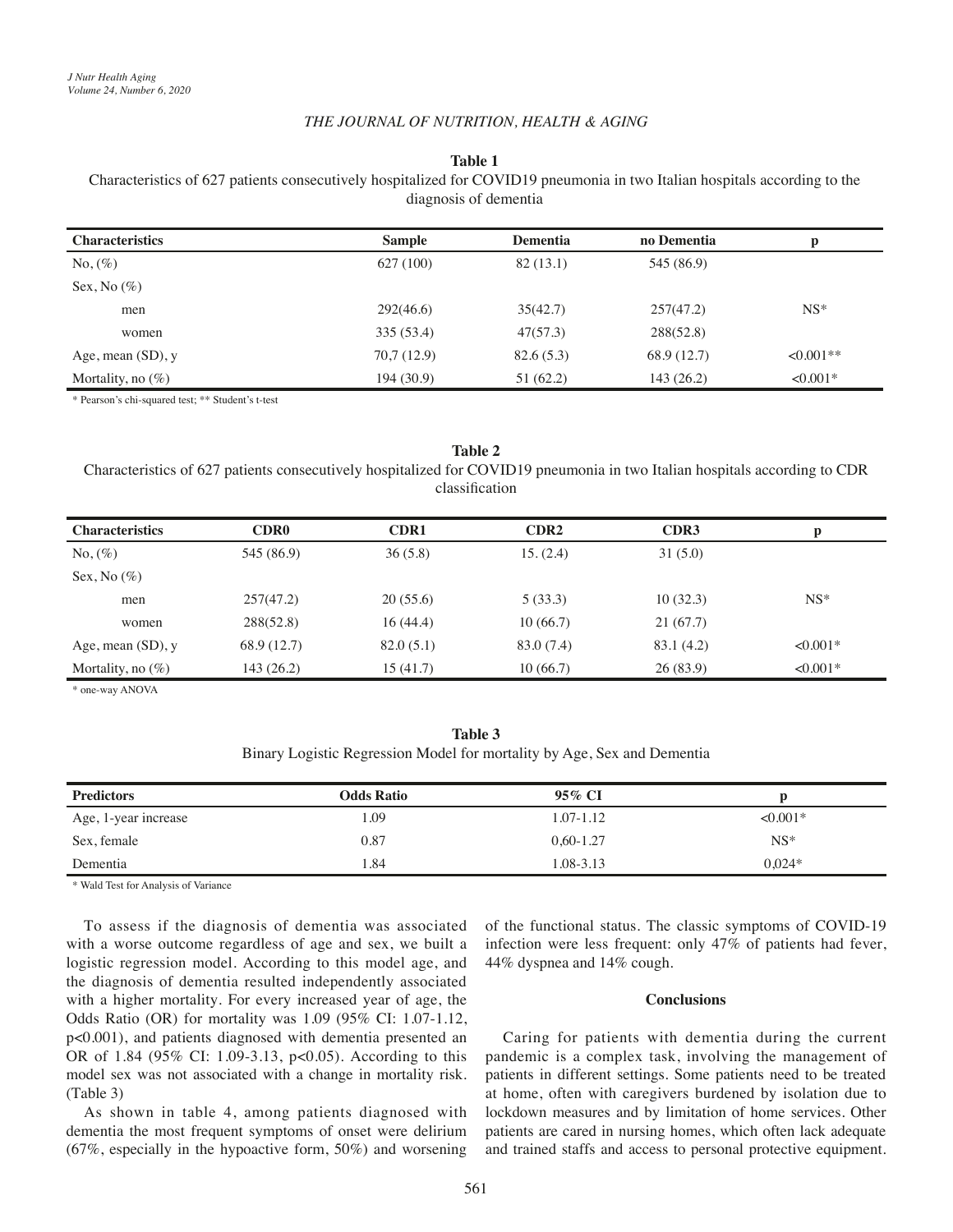**Table 1**
Characteristics of 627 patients consecutively hospitalized for COVID19 pneumonia in two Italian hospitals according to the diagnosis of dementia

| Characteristics | Sample | Dementia | no Dementia | p |
|---|---|---|---|---|
| No, (%) | 627 (100) | 82 (13.1) | 545 (86.9) | |
| Sex, No (%) | | | | |
| men | 292(46.6) | 35(42.7) | 257(47.2) | NS* |
| women | 335 (53.4) | 47(57.3) | 288(52.8) | |
| Age, mean (SD), y | 70,7 (12.9) | 82.6 (5.3) | 68.9 (12.7) | <0.001** |
| Mortality, no (%) | 194 (30.9) | 51 (62.2) | 143 (26.2) | <0.001* |

\* Pearson's chi-squared test; ** Student's t-test

**Table 2**
Characteristics of 627 patients consecutively hospitalized for COVID19 pneumonia in two Italian hospitals according to CDR classification

| Characteristics | CDR0 | CDR1 | CDR2 | CDR3 | p |
|---|---|---|---|---|---|
| No, (%) | 545 (86.9) | 36 (5.8) | 15. (2.4) | 31 (5.0) | |
| Sex, No (%) | | | | | |
| men | 257(47.2) | 20 (55.6) | 5 (33.3) | 10 (32.3) | NS* |
| women | 288(52.8) | 16 (44.4) | 10 (66.7) | 21 (67.7) | |
| Age, mean (SD), y | 68.9 (12.7) | 82.0 (5.1) | 83.0 (7.4) | 83.1 (4.2) | <0.001* |
| Mortality, no (%) | 143 (26.2) | 15 (41.7) | 10 (66.7) | 26 (83.9) | <0.001* |

\* one-way ANOVA

**Table 3**
Binary Logistic Regression Model for mortality by Age, Sex and Dementia

| Predictors | Odds Ratio | 95% CI | p |
|---|---|---|---|
| Age, 1-year increase | 1.09 | 1.07-1.12 | <0.001* |
| Sex, female | 0.87 | 0,60-1.27 | NS* |
| Dementia | 1.84 | 1.08-3.13 | 0,024* |

\* Wald Test for Analysis of Variance

To assess if the diagnosis of dementia was associated with a worse outcome regardless of age and sex, we built a logistic regression model. According to this model age, and the diagnosis of dementia resulted independently associated with a higher mortality. For every increased year of age, the Odds Ratio (OR) for mortality was 1.09 (95% CI: 1.07-1.12, $p<0.001$), and patients diagnosed with dementia presented an OR of 1.84 (95% CI: 1.09-3.13, $p<0.05$). According to this model sex was not associated with a change in mortality risk. (Table 3)

As shown in table 4, among patients diagnosed with dementia the most frequent symptoms of onset were delirium (67%, especially in the hypoactive form, 50%) and worsening of the functional status. The classic symptoms of COVID-19 infection were less frequent: only 47% of patients had fever, 44% dyspnea and 14% cough.

## Conclusions

Caring for patients with dementia during the current pandemic is a complex task, involving the management of patients in different settings. Some patients need to be treated at home, often with caregivers burdened by isolation due to lockdown measures and by limitation of home services. Other patients are cared in nursing homes, which often lack adequate and trained staffs and access to personal protective equipment.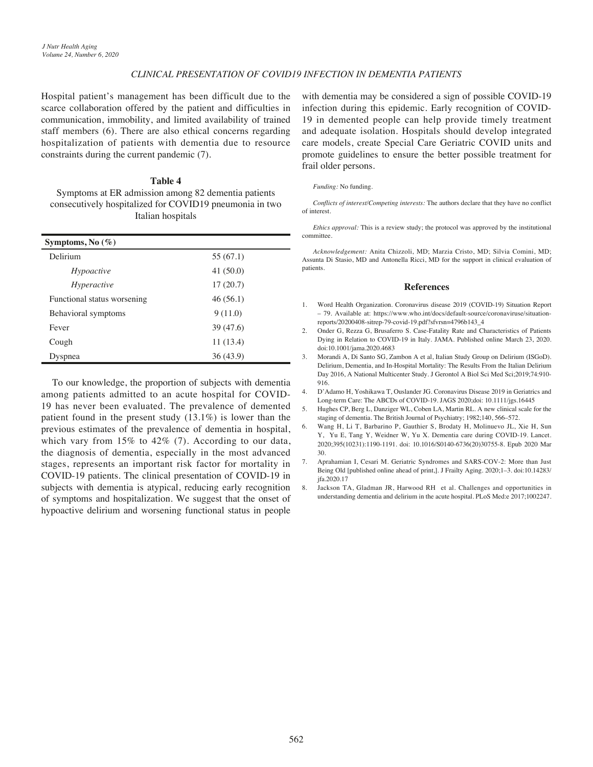Hospital patient's management has been difficult due to the scarce collaboration offered by the patient and difficulties in communication, immobility, and limited availability of trained staff members (6). There are also ethical concerns regarding hospitalization of patients with dementia due to resource constraints during the current pandemic (7).

**Table 4**
Symptoms at ER admission among 82 dementia patients consecutively hospitalized for COVID19 pneumonia in two Italian hospitals

| **Symptoms, No (%)** | |
|---|---|
| Delirium | 55 (67.1) |
| *Hypoactive* | 41 (50.0) |
| *Hyperactive* | 17 (20.7) |
| Functional status worsening | 46 (56.1) |
| Behavioral symptoms | 9 (11.0) |
| Fever | 39 (47.6) |
| Cough | 11 (13.4) |
| Dyspnea | 36 (43.9) |

To our knowledge, the proportion of subjects with dementia among patients admitted to an acute hospital for COVID-19 has never been evaluated. The prevalence of demented patient found in the present study (13.1%) is lower than the previous estimates of the prevalence of dementia in hospital, which vary from 15% to 42% (7). According to our data, the diagnosis of dementia, especially in the most advanced stages, represents an important risk factor for mortality in COVID-19 patients. The clinical presentation of COVID-19 in subjects with dementia is atypical, reducing early recognition of symptoms and hospitalization. We suggest that the onset of hypoactive delirium and worsening functional status in people with dementia may be considered a sign of possible COVID-19 infection during this epidemic. Early recognition of COVID-19 in demented people can help provide timely treatment and adequate isolation. Hospitals should develop integrated care models, create Special Care Geriatric COVID units and promote guidelines to ensure the better possible treatment for frail older persons.

*Funding:* No funding.

*Conflicts of interest/Competing interests:* The authors declare that they have no conflict of interest.

*Ethics approval:* This is a review study; the protocol was approved by the institutional committee.

*Acknowledgement:* Anita Chizzoli, MD; Marzia Cristo, MD; Silvia Comini, MD; Assunta Di Stasio, MD and Antonella Ricci, MD for the support in clinical evaluation of patients.

## References

1. Word Health Organization. Coronavirus disease 2019 (COVID-19) Situation Report – 79. Available at: https://www.who.int/docs/default-source/coronaviruse/situation-reports/20200408-sitrep-79-covid-19.pdf?sfvrsn=4796b143_4
2. Onder G, Rezza G, Brusaferro S. Case-Fatality Rate and Characteristics of Patients Dying in Relation to COVID-19 in Italy. JAMA. Published online March 23, 2020. doi:10.1001/jama.2020.4683
3. Morandi A, Di Santo SG, Zambon A et al, Italian Study Group on Delirium (ISGoD). Delirium, Dementia, and In-Hospital Mortality: The Results From the Italian Delirium Day 2016, A National Multicenter Study. J Gerontol A Biol Sci Med Sci;2019;74:910-916.
4. D'Adamo H, Yoshikawa T, Ouslander JG. Coronavirus Disease 2019 in Geriatrics and Long-term Care: The ABCDs of COVID-19. JAGS 2020;doi: 10.1111/jgs.16445
5. Hughes CP, Berg L, Danziger WL, Coben LA, Martin RL. A new clinical scale for the staging of dementia. The British Journal of Psychiatry; 1982;140, 566–572.
6. Wang H, Li T, Barbarino P, Gauthier S, Brodaty H, Molinuevo JL, Xie H, Sun Y, Yu E, Tang Y, Weidner W, Yu X. Dementia care during COVID-19. Lancet. 2020;395(10231):1190-1191. doi: 10.1016/S0140-6736(20)30755-8. Epub 2020 Mar 30.
7. Aprahamian I, Cesari M. Geriatric Syndromes and SARS-COV-2: More than Just Being Old [published online ahead of print,]. J Frailty Aging. 2020;1–3. doi:10.14283/jfa.2020.17
8. Jackson TA, Gladman JR, Harwood RH et al. Challenges and opportunities in understanding dementia and delirium in the acute hospital. PLoS Med:e 2017;1002247.